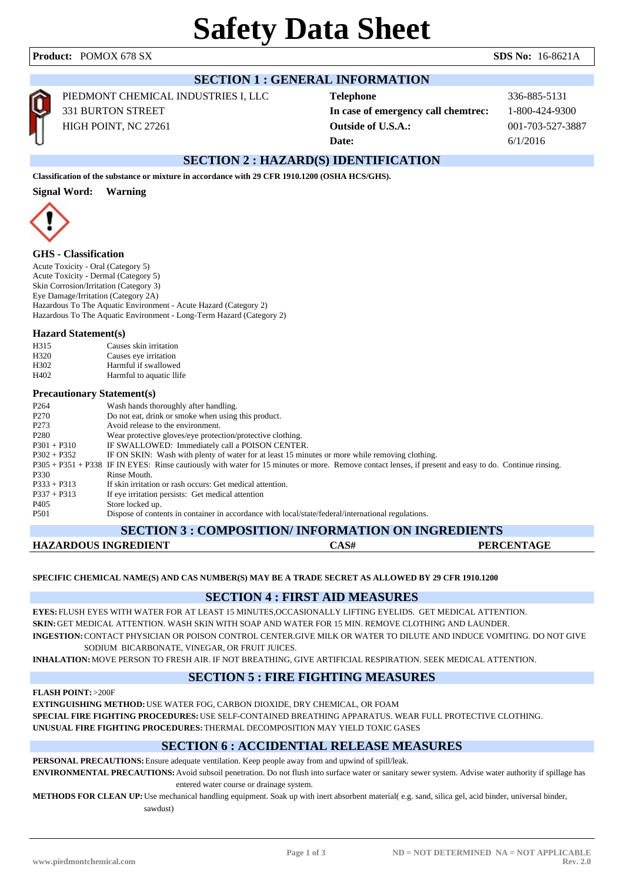# Safety Data Sheet

**Product:** POMOX 678 SX **SDS No:** 16-8621A

## SECTION 1 : GENERAL INFORMATION

PIEDMONT CHEMICAL INDUSTRIES I, LLC
331 BURTON STREET
HIGH POINT, NC 27261

| | |
|---|---|
| **Telephone** | 336-885-5131 |
| **In case of emergency call chemtrec:** | 1-800-424-9300 |
| **Outside of U.S.A.:** | 001-703-527-3887 |
| **Date:** | 6/1/2016 |

## SECTION 2 : HAZARD(S) IDENTIFICATION

**Classification of the substance or mixture in accordance with 29 CFR 1910.1200 (OSHA HCS/GHS).**

**Signal Word:** **Warning**

### GHS - Classification

Acute Toxicity - Oral (Category 5)
Acute Toxicity - Dermal (Category 5)
Skin Corrosion/Irritation (Category 3)
Eye Damage/Irritation (Category 2A)
Hazardous To The Aquatic Environment - Acute Hazard (Category 2)
Hazardous To The Aquatic Environment - Long-Term Hazard (Category 2)

### Hazard Statement(s)

| | |
|---|---|
| H315 | Causes skin irritation |
| H320 | Causes eye irritation |
| H302 | Harmful if swallowed |
| H402 | Harmful to aquatic llife |

### Precautionary Statement(s)

| | |
|---|---|
| P264 | Wash hands thoroughly after handling. |
| P270 | Do not eat, drink or smoke when using this product. |
| P273 | Avoid release to the environment. |
| P280 | Wear protective gloves/eye protection/protective clothing. |
| P301 + P310 | IF SWALLOWED: Immediately call a POISON CENTER. |
| P302 + P352 | IF ON SKIN: Wash with plenty of water for at least 15 minutes or more while removing clothing. |
| P305 + P351 + P338 | IF IN EYES: Rinse cautiously with water for 15 minutes or more. Remove contact lenses, if present and easy to do. Continue rinsing. |
| P330 | Rinse Mouth. |
| P333 + P313 | If skin irritation or rash occurs: Get medical attention. |
| P337 + P313 | If eye irritation persists: Get medical attention |
| P405 | Store locked up. |
| P501 | Dispose of contents in container in accordance with local/state/federal/international regulations. |

## SECTION 3 : COMPOSITION/ INFORMATION ON INGREDIENTS

| HAZARDOUS INGREDIENT | CAS# | PERCENTAGE |
|---|---|---|

**SPECIFIC CHEMICAL NAME(S) AND CAS NUMBER(S) MAY BE A TRADE SECRET AS ALLOWED BY 29 CFR 1910.1200**

## SECTION 4 : FIRST AID MEASURES

**EYES:** FLUSH EYES WITH WATER FOR AT LEAST 15 MINUTES,OCCASIONALLY LIFTING EYELIDS. GET MEDICAL ATTENTION.

**SKIN:** GET MEDICAL ATTENTION. WASH SKIN WITH SOAP AND WATER FOR 15 MIN. REMOVE CLOTHING AND LAUNDER.

**INGESTION:** CONTACT PHYSICIAN OR POISON CONTROL CENTER.GIVE MILK OR WATER TO DILUTE AND INDUCE VOMITING. DO NOT GIVE SODIUM BICARBONATE, VINEGAR, OR FRUIT JUICES.

**INHALATION:** MOVE PERSON TO FRESH AIR. IF NOT BREATHING, GIVE ARTIFICIAL RESPIRATION. SEEK MEDICAL ATTENTION.

## SECTION 5 : FIRE FIGHTING MEASURES

**FLASH POINT:** >200F

**EXTINGUISHING METHOD:** USE WATER FOG, CARBON DIOXIDE, DRY CHEMICAL, OR FOAM

**SPECIAL FIRE FIGHTING PROCEDURES:** USE SELF-CONTAINED BREATHING APPARATUS. WEAR FULL PROTECTIVE CLOTHING.

**UNUSUAL FIRE FIGHTING PROCEDURES:** THERMAL DECOMPOSITION MAY YIELD TOXIC GASES

## SECTION 6 : ACCIDENTIAL RELEASE MEASURES

**PERSONAL PRECAUTIONS:** Ensure adequate ventilation. Keep people away from and upwind of spill/leak.

**ENVIRONMENTAL PRECAUTIONS:** Avoid subsoil penetration. Do not flush into surface water or sanitary sewer system. Advise water authority if spillage has entered water course or drainage system.

**METHODS FOR CLEAN UP:** Use mechanical handling equipment. Soak up with inert absorbent material( e.g. sand, silica gel, acid binder, universal binder, sawdust)

ND = NOT DETERMINED NA = NOT APPLICABLE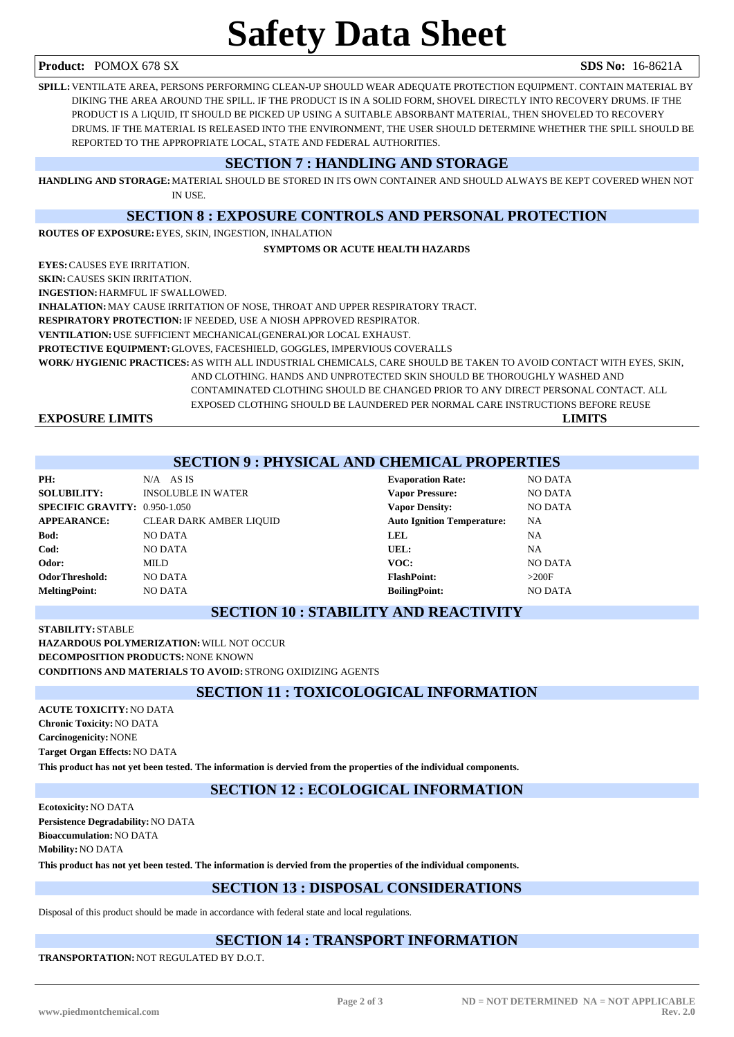# Safety Data Sheet

**Product:** POMOX 678 SX **SDS No:** 16-8621A

**SPILL:** VENTILATE AREA, PERSONS PERFORMING CLEAN-UP SHOULD WEAR ADEQUATE PROTECTION EQUIPMENT. CONTAIN MATERIAL BY DIKING THE AREA AROUND THE SPILL. IF THE PRODUCT IS IN A SOLID FORM, SHOVEL DIRECTLY INTO RECOVERY DRUMS. IF THE PRODUCT IS A LIQUID, IT SHOULD BE PICKED UP USING A SUITABLE ABSORBANT MATERIAL, THEN SHOVELED TO RECOVERY DRUMS. IF THE MATERIAL IS RELEASED INTO THE ENVIRONMENT, THE USER SHOULD DETERMINE WHETHER THE SPILL SHOULD BE REPORTED TO THE APPROPRIATE LOCAL, STATE AND FEDERAL AUTHORITIES.

## SECTION 7 : HANDLING AND STORAGE

**HANDLING AND STORAGE:** MATERIAL SHOULD BE STORED IN ITS OWN CONTAINER AND SHOULD ALWAYS BE KEPT COVERED WHEN NOT IN USE.

## SECTION 8 : EXPOSURE CONTROLS AND PERSONAL PROTECTION

**ROUTES OF EXPOSURE:** EYES, SKIN, INGESTION, INHALATION

**SYMPTOMS OR ACUTE HEALTH HAZARDS**

**EYES:** CAUSES EYE IRRITATION.

**SKIN:** CAUSES SKIN IRRITATION.

**INGESTION:** HARMFUL IF SWALLOWED.

**INHALATION:** MAY CAUSE IRRITATION OF NOSE, THROAT AND UPPER RESPIRATORY TRACT.

**RESPIRATORY PROTECTION:** IF NEEDED, USE A NIOSH APPROVED RESPIRATOR.

**VENTILATION:** USE SUFFICIENT MECHANICAL(GENERAL)OR LOCAL EXHAUST.

**PROTECTIVE EQUIPMENT:** GLOVES, FACESHIELD, GOGGLES, IMPERVIOUS COVERALLS

**WORK/ HYGIENIC PRACTICES:** AS WITH ALL INDUSTRIAL CHEMICALS, CARE SHOULD BE TAKEN TO AVOID CONTACT WITH EYES, SKIN, AND CLOTHING. HANDS AND UNPROTECTED SKIN SHOULD BE THOROUGHLY WASHED AND CONTAMINATED CLOTHING SHOULD BE CHANGED PRIOR TO ANY DIRECT PERSONAL CONTACT. ALL EXPOSED CLOTHING SHOULD BE LAUNDERED PER NORMAL CARE INSTRUCTIONS BEFORE REUSE

| EXPOSURE LIMITS | LIMITS |
|---|---|

## SECTION 9 : PHYSICAL AND CHEMICAL PROPERTIES

| | | | |
|---|---|---|---|
| **PH:** | N/A AS IS | **Evaporation Rate:** | NO DATA |
| **SOLUBILITY:** | INSOLUBLE IN WATER | **Vapor Pressure:** | NO DATA |
| **SPECIFIC GRAVITY:** | 0.950-1.050 | **Vapor Density:** | NO DATA |
| **APPEARANCE:** | CLEAR DARK AMBER LIQUID | **Auto Ignition Temperature:** | NA |
| **Bod:** | NO DATA | **LEL** | NA |
| **Cod:** | NO DATA | **UEL:** | NA |
| **Odor:** | MILD | **VOC:** | NO DATA |
| **OdorThreshold:** | NO DATA | **FlashPoint:** | >200F |
| **MeltingPoint:** | NO DATA | **BoilingPoint:** | NO DATA |

## SECTION 10 : STABILITY AND REACTIVITY

**STABILITY:** STABLE

**HAZARDOUS POLYMERIZATION:** WILL NOT OCCUR

**DECOMPOSITION PRODUCTS:** NONE KNOWN

**CONDITIONS AND MATERIALS TO AVOID:** STRONG OXIDIZING AGENTS

## SECTION 11 : TOXICOLOGICAL INFORMATION

**ACUTE TOXICITY:** NO DATA

**Chronic Toxicity:** NO DATA

**Carcinogenicity:** NONE

**Target Organ Effects:** NO DATA

**This product has not yet been tested. The information is dervied from the properties of the individual components.**

## SECTION 12 : ECOLOGICAL INFORMATION

**Ecotoxicity:** NO DATA

**Persistence Degradability:** NO DATA

**Bioaccumulation:** NO DATA

**Mobility:** NO DATA

**This product has not yet been tested. The information is dervied from the properties of the individual components.**

## SECTION 13 : DISPOSAL CONSIDERATIONS

Disposal of this product should be made in accordance with federal state and local regulations.

## SECTION 14 : TRANSPORT INFORMATION

**TRANSPORTATION:** NOT REGULATED BY D.O.T.

ND = NOT DETERMINED NA = NOT APPLICABLE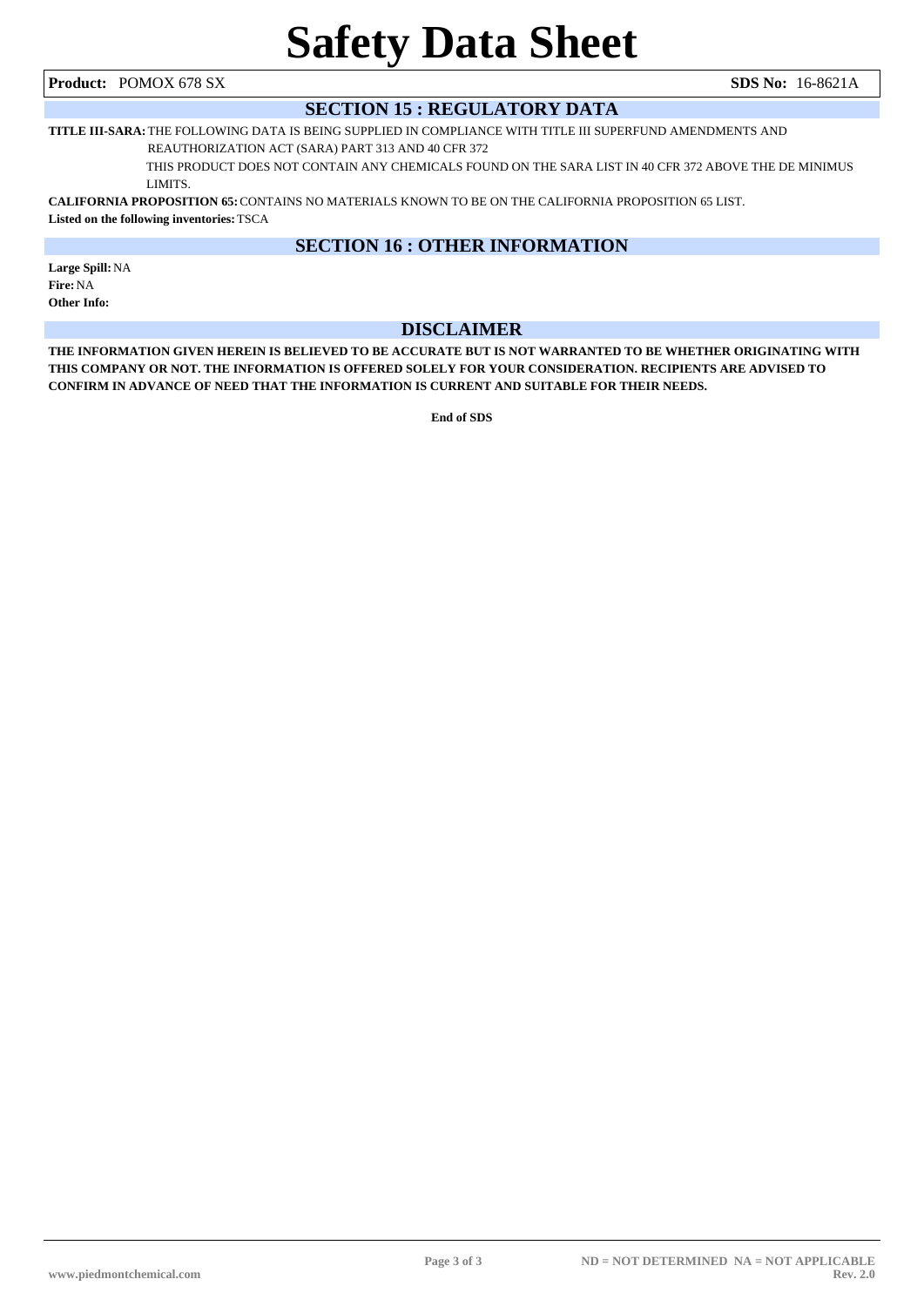# Safety Data Sheet

**Product:** POMOX 678 SX **SDS No:** 16-8621A

## SECTION 15 : REGULATORY DATA

**TITLE III-SARA:** THE FOLLOWING DATA IS BEING SUPPLIED IN COMPLIANCE WITH TITLE III SUPERFUND AMENDMENTS AND REAUTHORIZATION ACT (SARA) PART 313 AND 40 CFR 372

THIS PRODUCT DOES NOT CONTAIN ANY CHEMICALS FOUND ON THE SARA LIST IN 40 CFR 372 ABOVE THE DE MINIMUS LIMITS.

**CALIFORNIA PROPOSITION 65:** CONTAINS NO MATERIALS KNOWN TO BE ON THE CALIFORNIA PROPOSITION 65 LIST.

**Listed on the following inventories:** TSCA

## SECTION 16 : OTHER INFORMATION

**Large Spill:** NA

**Fire:** NA

**Other Info:**

## DISCLAIMER

**THE INFORMATION GIVEN HEREIN IS BELIEVED TO BE ACCURATE BUT IS NOT WARRANTED TO BE WHETHER ORIGINATING WITH THIS COMPANY OR NOT. THE INFORMATION IS OFFERED SOLELY FOR YOUR CONSIDERATION. RECIPIENTS ARE ADVISED TO CONFIRM IN ADVANCE OF NEED THAT THE INFORMATION IS CURRENT AND SUITABLE FOR THEIR NEEDS.**

**End of SDS**

ND = NOT DETERMINED NA = NOT APPLICABLE